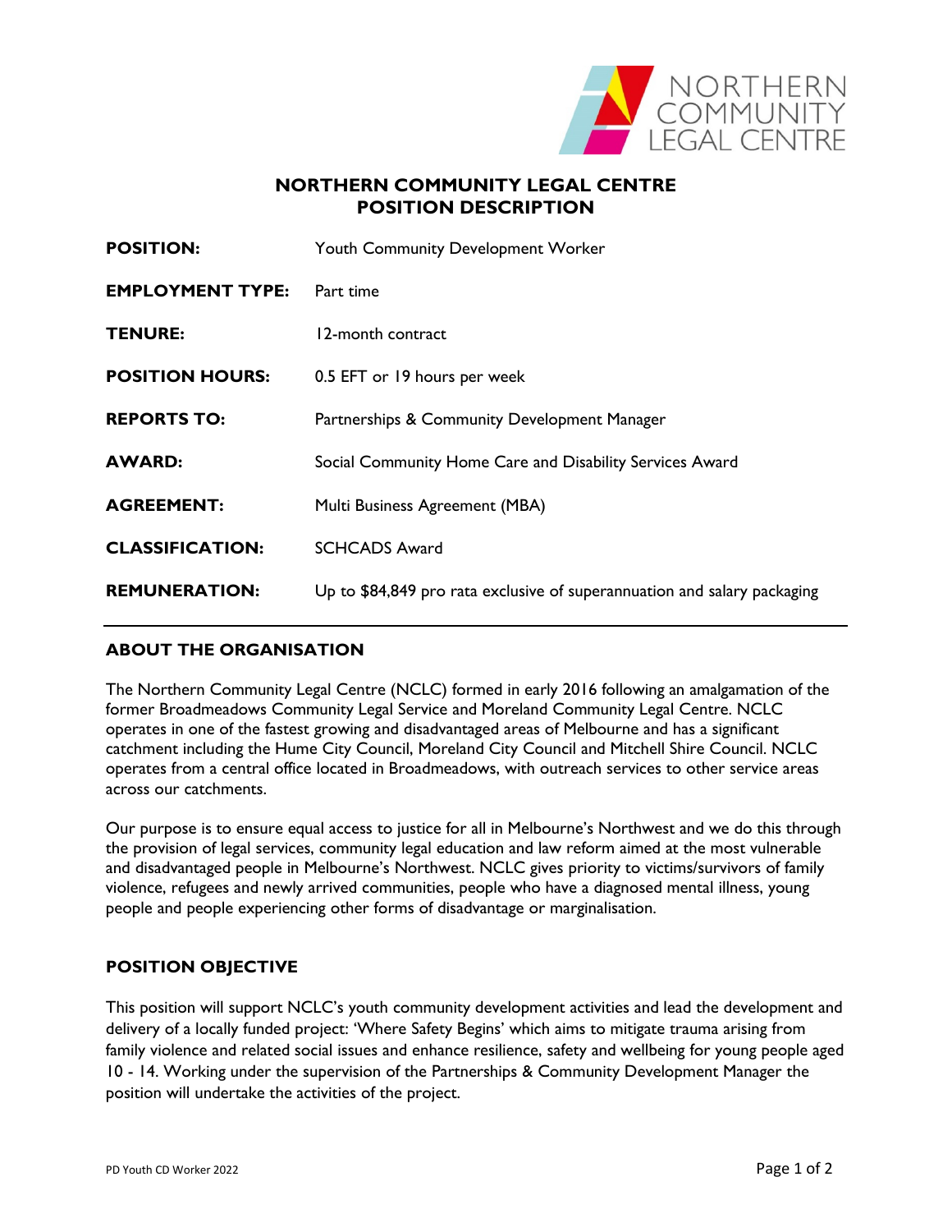# NORTHERN COMMUNITY LEGAL CENTRE
## POSITION DESCRIPTION

| | |
|---|---|
| **POSITION:** | Youth Community Development Worker |
| **EMPLOYMENT TYPE:** | Part time |
| **TENURE:** | 12-month contract |
| **POSITION HOURS:** | 0.5 EFT or 19 hours per week |
| **REPORTS TO:** | Partnerships & Community Development Manager |
| **AWARD:** | Social Community Home Care and Disability Services Award |
| **AGREEMENT:** | Multi Business Agreement (MBA) |
| **CLASSIFICATION:** | SCHCADS Award |
| **REMUNERATION:** | Up to $84,849 pro rata exclusive of superannuation and salary packaging |

## ABOUT THE ORGANISATION

The Northern Community Legal Centre (NCLC) formed in early 2016 following an amalgamation of the former Broadmeadows Community Legal Service and Moreland Community Legal Centre. NCLC operates in one of the fastest growing and disadvantaged areas of Melbourne and has a significant catchment including the Hume City Council, Moreland City Council and Mitchell Shire Council. NCLC operates from a central office located in Broadmeadows, with outreach services to other service areas across our catchments.

Our purpose is to ensure equal access to justice for all in Melbourne's Northwest and we do this through the provision of legal services, community legal education and law reform aimed at the most vulnerable and disadvantaged people in Melbourne's Northwest. NCLC gives priority to victims/survivors of family violence, refugees and newly arrived communities, people who have a diagnosed mental illness, young people and people experiencing other forms of disadvantage or marginalisation.

## POSITION OBJECTIVE

This position will support NCLC's youth community development activities and lead the development and delivery of a locally funded project: 'Where Safety Begins' which aims to mitigate trauma arising from family violence and related social issues and enhance resilience, safety and wellbeing for young people aged 10 - 14. Working under the supervision of the Partnerships & Community Development Manager the position will undertake the activities of the project.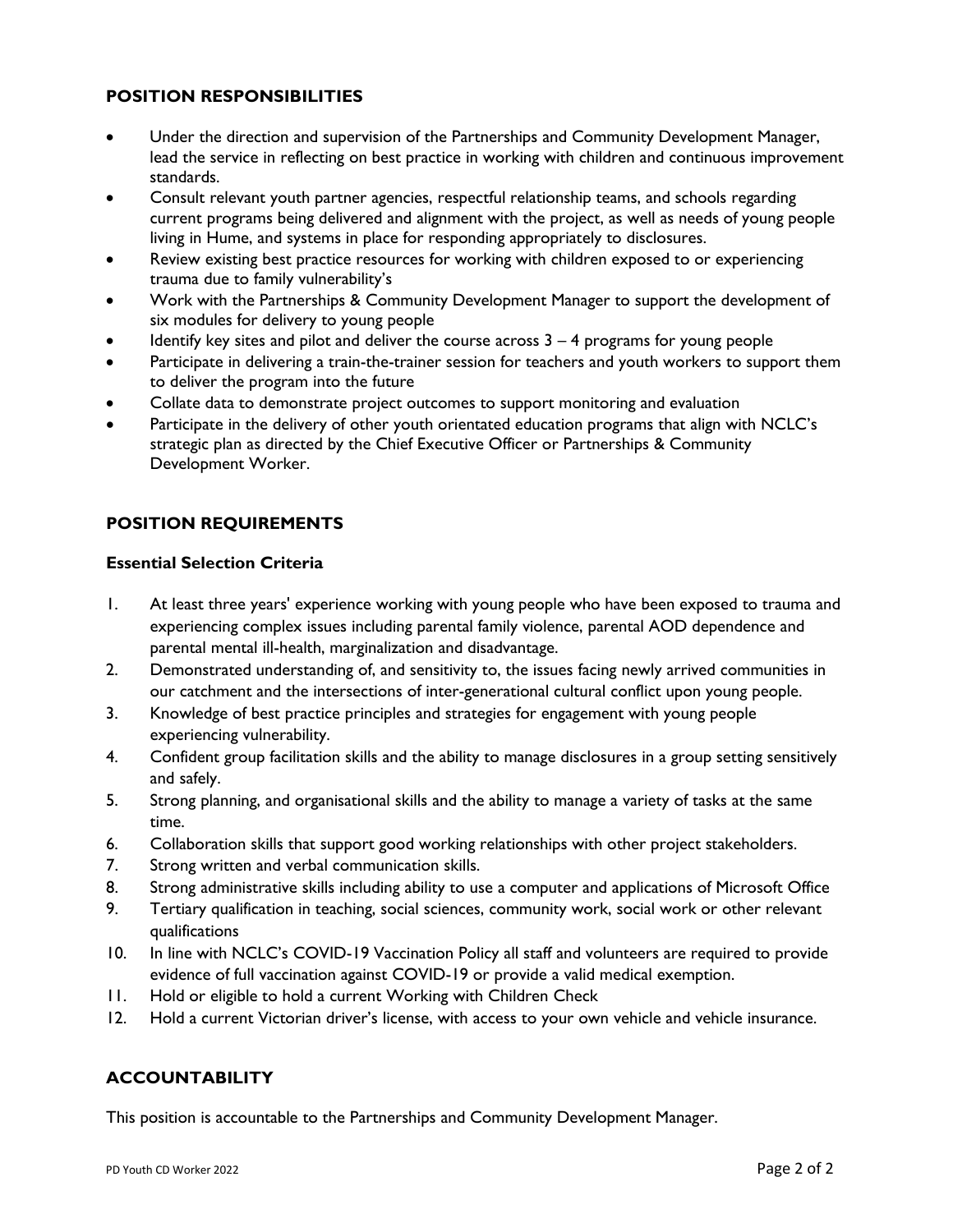## POSITION RESPONSIBILITIES

- Under the direction and supervision of the Partnerships and Community Development Manager, lead the service in reflecting on best practice in working with children and continuous improvement standards.
- Consult relevant youth partner agencies, respectful relationship teams, and schools regarding current programs being delivered and alignment with the project, as well as needs of young people living in Hume, and systems in place for responding appropriately to disclosures.
- Review existing best practice resources for working with children exposed to or experiencing trauma due to family vulnerability's
- Work with the Partnerships & Community Development Manager to support the development of six modules for delivery to young people
- Identify key sites and pilot and deliver the course across 3 – 4 programs for young people
- Participate in delivering a train-the-trainer session for teachers and youth workers to support them to deliver the program into the future
- Collate data to demonstrate project outcomes to support monitoring and evaluation
- Participate in the delivery of other youth orientated education programs that align with NCLC's strategic plan as directed by the Chief Executive Officer or Partnerships & Community Development Worker.

## POSITION REQUIREMENTS

### Essential Selection Criteria

1. At least three years' experience working with young people who have been exposed to trauma and experiencing complex issues including parental family violence, parental AOD dependence and parental mental ill-health, marginalization and disadvantage.
2. Demonstrated understanding of, and sensitivity to, the issues facing newly arrived communities in our catchment and the intersections of inter-generational cultural conflict upon young people.
3. Knowledge of best practice principles and strategies for engagement with young people experiencing vulnerability.
4. Confident group facilitation skills and the ability to manage disclosures in a group setting sensitively and safely.
5. Strong planning, and organisational skills and the ability to manage a variety of tasks at the same time.
6. Collaboration skills that support good working relationships with other project stakeholders.
7. Strong written and verbal communication skills.
8. Strong administrative skills including ability to use a computer and applications of Microsoft Office
9. Tertiary qualification in teaching, social sciences, community work, social work or other relevant qualifications
10. In line with NCLC's COVID-19 Vaccination Policy all staff and volunteers are required to provide evidence of full vaccination against COVID-19 or provide a valid medical exemption.
11. Hold or eligible to hold a current Working with Children Check
12. Hold a current Victorian driver's license, with access to your own vehicle and vehicle insurance.

## ACCOUNTABILITY

This position is accountable to the Partnerships and Community Development Manager.